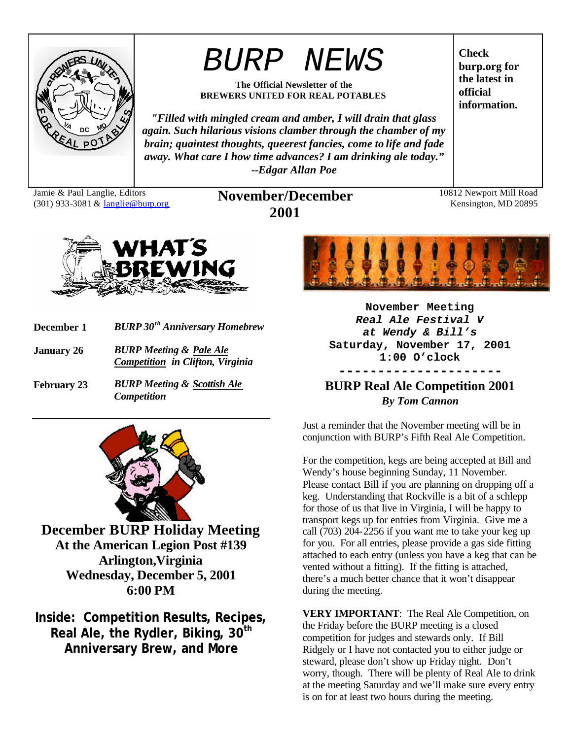# BURP NEWS

**The Official Newsletter of the BREWERS UNITED FOR REAL POTABLES**

***"Filled with mingled cream and amber, I will drain that glass again. Such hilarious visions clamber through the chamber of my brain; quaintest thoughts, queerest fancies, come to life and fade away. What care I how time advances? I am drinking ale today." --Edgar Allan Poe***

**Check burp.org for the latest in official information.**

Jamie & Paul Langlie, Editors
(301) 933-3081 & langlie@burp.org

**November/December 2001**

10812 Newport Mill Road
Kensington, MD 20895

## WHAT'S BREWING

| | |
|---|---|
| **December 1** | ***BURP 30th Anniversary Homebrew*** |
| **January 26** | ***BURP Meeting & Pale Ale Competition in Clifton, Virginia*** |
| **February 23** | ***BURP Meeting & Scottish Ale Competition*** |

**December BURP Holiday Meeting**
**At the American Legion Post #139**
**Arlington,Virginia**
**Wednesday, December 5, 2001**
**6:00 PM**

**Inside: Competition Results, Recipes, Real Ale, the Rydler, Biking, 30th Anniversary Brew, and More**

**November Meeting**
***Real Ale Festival V***
***at Wendy & Bill's***
**Saturday, November 17, 2001**
**1:00 O'clock**

---

## BURP Real Ale Competition 2001

*By Tom Cannon*

Just a reminder that the November meeting will be in conjunction with BURP's Fifth Real Ale Competition.

For the competition, kegs are being accepted at Bill and Wendy's house beginning Sunday, 11 November. Please contact Bill if you are planning on dropping off a keg. Understanding that Rockville is a bit of a schlepp for those of us that live in Virginia, I will be happy to transport kegs up for entries from Virginia. Give me a call (703) 204-2256 if you want me to take your keg up for you. For all entries, please provide a gas side fitting attached to each entry (unless you have a keg that can be vented without a fitting). If the fitting is attached, there's a much better chance that it won't disappear during the meeting.

**VERY IMPORTANT**: The Real Ale Competition, on the Friday before the BURP meeting is a closed competition for judges and stewards only. If Bill Ridgely or I have not contacted you to either judge or steward, please don't show up Friday night. Don't worry, though. There will be plenty of Real Ale to drink at the meeting Saturday and we'll make sure every entry is on for at least two hours during the meeting.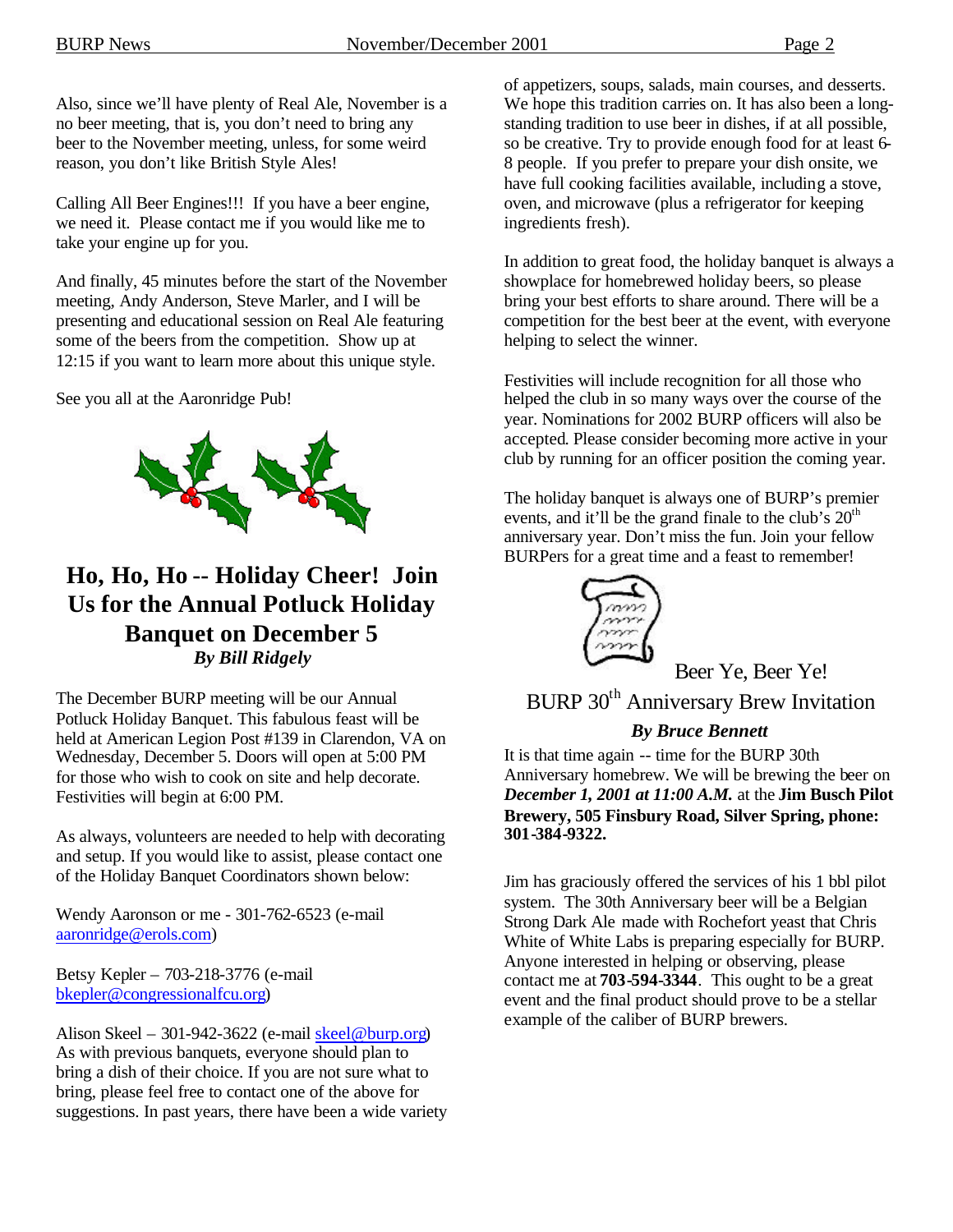Also, since we'll have plenty of Real Ale, November is a no beer meeting, that is, you don't need to bring any beer to the November meeting, unless, for some weird reason, you don't like British Style Ales!

Calling All Beer Engines!!! If you have a beer engine, we need it. Please contact me if you would like me to take your engine up for you.

And finally, 45 minutes before the start of the November meeting, Andy Anderson, Steve Marler, and I will be presenting and educational session on Real Ale featuring some of the beers from the competition. Show up at 12:15 if you want to learn more about this unique style.

See you all at the Aaronridge Pub!

## Ho, Ho, Ho -- Holiday Cheer! Join Us for the Annual Potluck Holiday Banquet on December 5

***By Bill Ridgely***

The December BURP meeting will be our Annual Potluck Holiday Banquet. This fabulous feast will be held at American Legion Post #139 in Clarendon, VA on Wednesday, December 5. Doors will open at 5:00 PM for those who wish to cook on site and help decorate. Festivities will begin at 6:00 PM.

As always, volunteers are needed to help with decorating and setup. If you would like to assist, please contact one of the Holiday Banquet Coordinators shown below:

Wendy Aaronson or me - 301-762-6523 (e-mail aaronridge@erols.com)

Betsy Kepler – 703-218-3776 (e-mail bkepler@congressionalfcu.org)

Alison Skeel – 301-942-3622 (e-mail skeel@burp.org)
As with previous banquets, everyone should plan to bring a dish of their choice. If you are not sure what to bring, please feel free to contact one of the above for suggestions. In past years, there have been a wide variety of appetizers, soups, salads, main courses, and desserts. We hope this tradition carries on. It has also been a long-standing tradition to use beer in dishes, if at all possible, so be creative. Try to provide enough food for at least 6-8 people. If you prefer to prepare your dish onsite, we have full cooking facilities available, including a stove, oven, and microwave (plus a refrigerator for keeping ingredients fresh).

In addition to great food, the holiday banquet is always a showplace for homebrewed holiday beers, so please bring your best efforts to share around. There will be a competition for the best beer at the event, with everyone helping to select the winner.

Festivities will include recognition for all those who helped the club in so many ways over the course of the year. Nominations for 2002 BURP officers will also be accepted. Please consider becoming more active in your club by running for an officer position the coming year.

The holiday banquet is always one of BURP's premier events, and it'll be the grand finale to the club's 20th anniversary year. Don't miss the fun. Join your fellow BURPers for a great time and a feast to remember!

## Beer Ye, Beer Ye!
## BURP 30th Anniversary Brew Invitation

***By Bruce Bennett***

It is that time again -- time for the BURP 30th Anniversary homebrew. We will be brewing the beer on ***December 1, 2001 at 11:00 A.M.*** at the **Jim Busch Pilot Brewery, 505 Finsbury Road, Silver Spring, phone: 301-384-9322.**

Jim has graciously offered the services of his 1 bbl pilot system. The 30th Anniversary beer will be a Belgian Strong Dark Ale made with Rochefort yeast that Chris White of White Labs is preparing especially for BURP. Anyone interested in helping or observing, please contact me at **703-594-3344**. This ought to be a great event and the final product should prove to be a stellar example of the caliber of BURP brewers.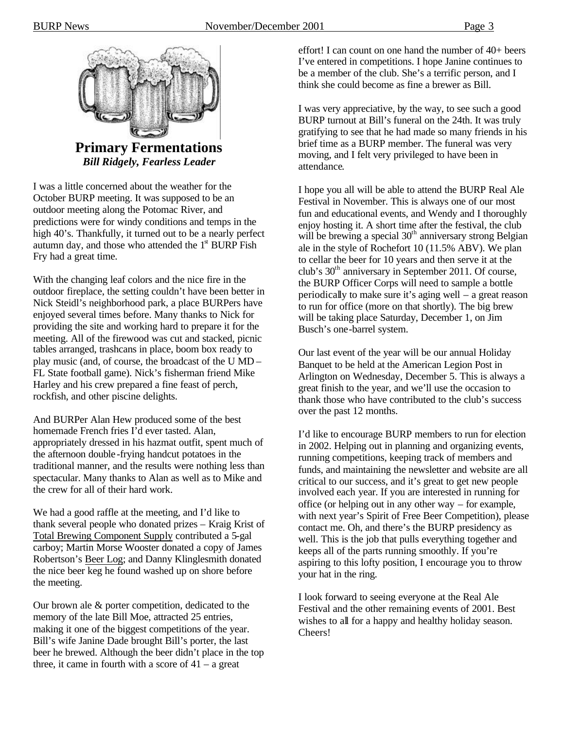# Primary Fermentations

***Bill Ridgely, Fearless Leader***

I was a little concerned about the weather for the October BURP meeting. It was supposed to be an outdoor meeting along the Potomac River, and predictions were for windy conditions and temps in the high 40's. Thankfully, it turned out to be a nearly perfect autumn day, and those who attended the 1st BURP Fish Fry had a great time.

With the changing leaf colors and the nice fire in the outdoor fireplace, the setting couldn't have been better in Nick Steidl's neighborhood park, a place BURPers have enjoyed several times before. Many thanks to Nick for providing the site and working hard to prepare it for the meeting. All of the firewood was cut and stacked, picnic tables arranged, trashcans in place, boom box ready to play music (and, of course, the broadcast of the U MD – FL State football game). Nick's fisherman friend Mike Harley and his crew prepared a fine feast of perch, rockfish, and other piscine delights.

And BURPer Alan Hew produced some of the best homemade French fries I'd ever tasted. Alan, appropriately dressed in his hazmat outfit, spent much of the afternoon double-frying handcut potatoes in the traditional manner, and the results were nothing less than spectacular. Many thanks to Alan as well as to Mike and the crew for all of their hard work.

We had a good raffle at the meeting, and I'd like to thank several people who donated prizes – Kraig Krist of Total Brewing Component Supply contributed a 5-gal carboy; Martin Morse Wooster donated a copy of James Robertson's Beer Log; and Danny Klinglesmith donated the nice beer keg he found washed up on shore before the meeting.

Our brown ale & porter competition, dedicated to the memory of the late Bill Moe, attracted 25 entries, making it one of the biggest competitions of the year. Bill's wife Janine Dade brought Bill's porter, the last beer he brewed. Although the beer didn't place in the top three, it came in fourth with a score of 41 – a great effort! I can count on one hand the number of 40+ beers I've entered in competitions. I hope Janine continues to be a member of the club. She's a terrific person, and I think she could become as fine a brewer as Bill.

I was very appreciative, by the way, to see such a good BURP turnout at Bill's funeral on the 24th. It was truly gratifying to see that he had made so many friends in his brief time as a BURP member. The funeral was very moving, and I felt very privileged to have been in attendance.

I hope you all will be able to attend the BURP Real Ale Festival in November. This is always one of our most fun and educational events, and Wendy and I thoroughly enjoy hosting it. A short time after the festival, the club will be brewing a special 30th anniversary strong Belgian ale in the style of Rochefort 10 (11.5% ABV). We plan to cellar the beer for 10 years and then serve it at the club's 30th anniversary in September 2011. Of course, the BURP Officer Corps will need to sample a bottle periodically to make sure it's aging well – a great reason to run for office (more on that shortly). The big brew will be taking place Saturday, December 1, on Jim Busch's one-barrel system.

Our last event of the year will be our annual Holiday Banquet to be held at the American Legion Post in Arlington on Wednesday, December 5. This is always a great finish to the year, and we'll use the occasion to thank those who have contributed to the club's success over the past 12 months.

I'd like to encourage BURP members to run for election in 2002. Helping out in planning and organizing events, running competitions, keeping track of members and funds, and maintaining the newsletter and website are all critical to our success, and it's great to get new people involved each year. If you are interested in running for office (or helping out in any other way – for example, with next year's Spirit of Free Beer Competition), please contact me. Oh, and there's the BURP presidency as well. This is the job that pulls everything together and keeps all of the parts running smoothly. If you're aspiring to this lofty position, I encourage you to throw your hat in the ring.

I look forward to seeing everyone at the Real Ale Festival and the other remaining events of 2001. Best wishes to all for a happy and healthy holiday season. Cheers!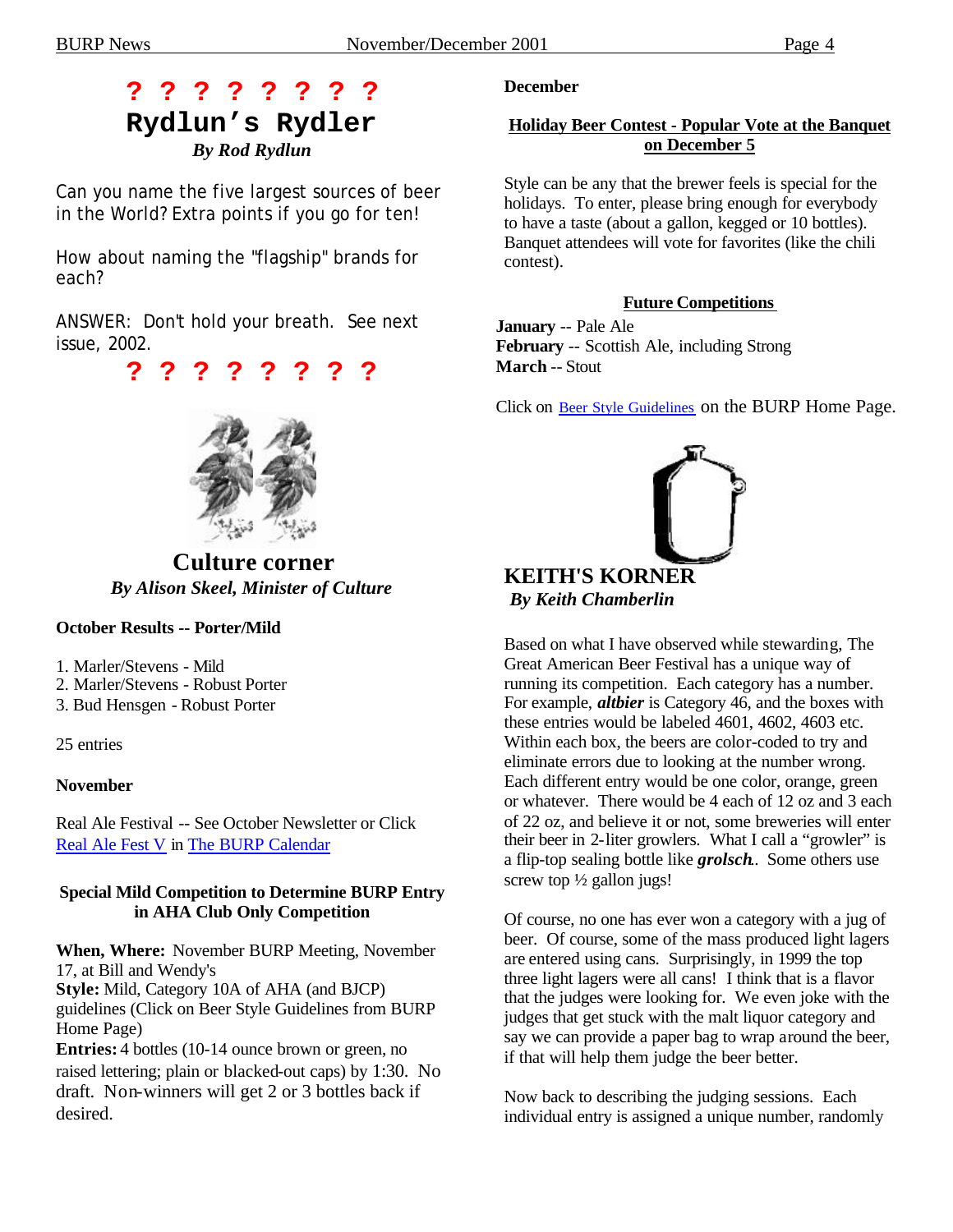**? ? ? ? ? ? ? ?**

## Rydlun's Rydler

*By Rod Rydlun*

Can you name the five largest sources of beer in the World? Extra points if you go for ten!

How about naming the "flagship" brands for each?

ANSWER: Don't hold your breath. See next issue, 2002.

**? ? ? ? ? ? ? ?**

## Culture corner

*By Alison Skeel, Minister of Culture*

**October Results -- Porter/Mild**

1. Marler/Stevens - Mild
2. Marler/Stevens - Robust Porter
3. Bud Hensgen - Robust Porter

25 entries

**November**

Real Ale Festival -- See October Newsletter or Click Real Ale Fest V in The BURP Calendar

**Special Mild Competition to Determine BURP Entry in AHA Club Only Competition**

**When, Where:** November BURP Meeting, November 17, at Bill and Wendy's
**Style:** Mild, Category 10A of AHA (and BJCP) guidelines (Click on Beer Style Guidelines from BURP Home Page)
**Entries:** 4 bottles (10-14 ounce brown or green, no raised lettering; plain or blacked-out caps) by 1:30. No draft. Non-winners will get 2 or 3 bottles back if desired.

**December**

**Holiday Beer Contest - Popular Vote at the Banquet on December 5**

Style can be any that the brewer feels is special for the holidays. To enter, please bring enough for everybody to have a taste (about a gallon, kegged or 10 bottles). Banquet attendees will vote for favorites (like the chili contest).

**Future Competitions**

**January** -- Pale Ale
**February** -- Scottish Ale, including Strong
**March** -- Stout

Click on Beer Style Guidelines on the BURP Home Page.

## KEITH'S KORNER

*By Keith Chamberlin*

Based on what I have observed while stewarding, The Great American Beer Festival has a unique way of running its competition. Each category has a number. For example, ***altbier*** is Category 46, and the boxes with these entries would be labeled 4601, 4602, 4603 etc. Within each box, the beers are color-coded to try and eliminate errors due to looking at the number wrong. Each different entry would be one color, orange, green or whatever. There would be 4 each of 12 oz and 3 each of 22 oz, and believe it or not, some breweries will enter their beer in 2-liter growlers. What I call a "growler" is a flip-top sealing bottle like ***grolsch***.. Some others use screw top ½ gallon jugs!

Of course, no one has ever won a category with a jug of beer. Of course, some of the mass produced light lagers are entered using cans. Surprisingly, in 1999 the top three light lagers were all cans! I think that is a flavor that the judges were looking for. We even joke with the judges that get stuck with the malt liquor category and say we can provide a paper bag to wrap around the beer, if that will help them judge the beer better.

Now back to describing the judging sessions. Each individual entry is assigned a unique number, randomly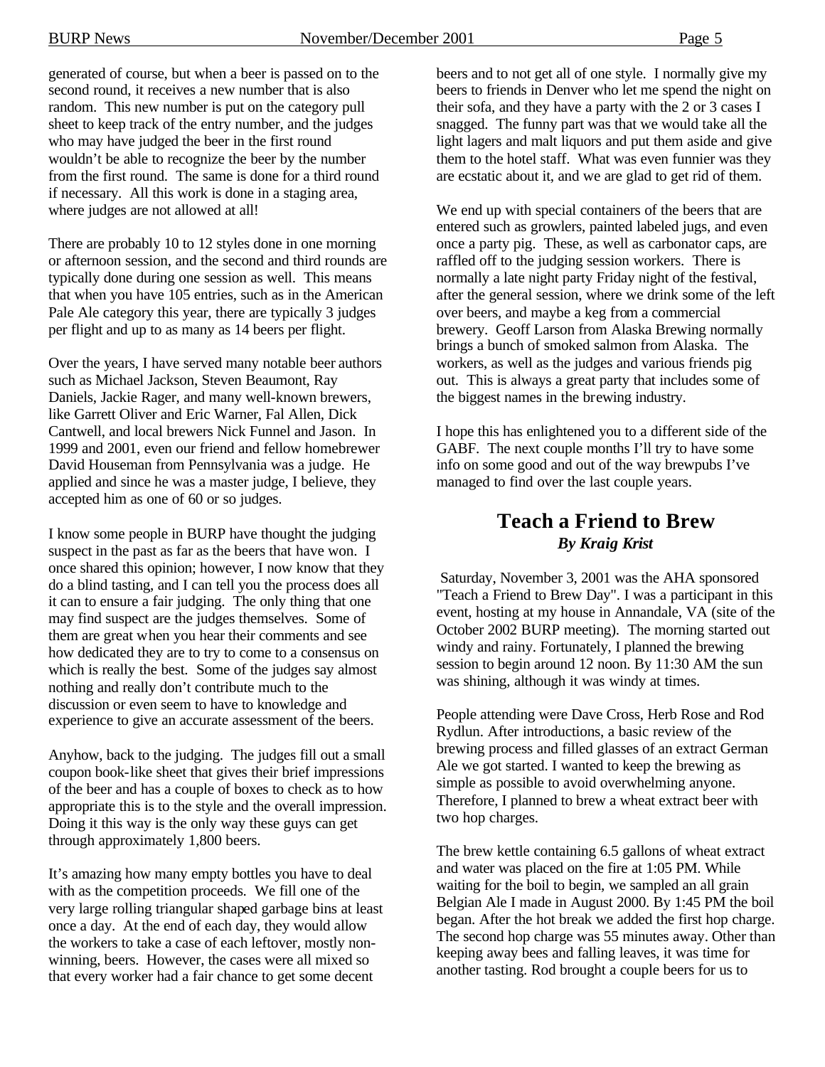generated of course, but when a beer is passed on to the second round, it receives a new number that is also random. This new number is put on the category pull sheet to keep track of the entry number, and the judges who may have judged the beer in the first round wouldn't be able to recognize the beer by the number from the first round. The same is done for a third round if necessary. All this work is done in a staging area, where judges are not allowed at all!

There are probably 10 to 12 styles done in one morning or afternoon session, and the second and third rounds are typically done during one session as well. This means that when you have 105 entries, such as in the American Pale Ale category this year, there are typically 3 judges per flight and up to as many as 14 beers per flight.

Over the years, I have served many notable beer authors such as Michael Jackson, Steven Beaumont, Ray Daniels, Jackie Rager, and many well-known brewers, like Garrett Oliver and Eric Warner, Fal Allen, Dick Cantwell, and local brewers Nick Funnel and Jason. In 1999 and 2001, even our friend and fellow homebrewer David Houseman from Pennsylvania was a judge. He applied and since he was a master judge, I believe, they accepted him as one of 60 or so judges.

I know some people in BURP have thought the judging suspect in the past as far as the beers that have won. I once shared this opinion; however, I now know that they do a blind tasting, and I can tell you the process does all it can to ensure a fair judging. The only thing that one may find suspect are the judges themselves. Some of them are great when you hear their comments and see how dedicated they are to try to come to a consensus on which is really the best. Some of the judges say almost nothing and really don't contribute much to the discussion or even seem to have to knowledge and experience to give an accurate assessment of the beers.

Anyhow, back to the judging. The judges fill out a small coupon book-like sheet that gives their brief impressions of the beer and has a couple of boxes to check as to how appropriate this is to the style and the overall impression. Doing it this way is the only way these guys can get through approximately 1,800 beers.

It's amazing how many empty bottles you have to deal with as the competition proceeds. We fill one of the very large rolling triangular shaped garbage bins at least once a day. At the end of each day, they would allow the workers to take a case of each leftover, mostly non-winning, beers. However, the cases were all mixed so that every worker had a fair chance to get some decent beers and to not get all of one style. I normally give my beers to friends in Denver who let me spend the night on their sofa, and they have a party with the 2 or 3 cases I snagged. The funny part was that we would take all the light lagers and malt liquors and put them aside and give them to the hotel staff. What was even funnier was they are ecstatic about it, and we are glad to get rid of them.

We end up with special containers of the beers that are entered such as growlers, painted labeled jugs, and even once a party pig. These, as well as carbonator caps, are raffled off to the judging session workers. There is normally a late night party Friday night of the festival, after the general session, where we drink some of the left over beers, and maybe a keg from a commercial brewery. Geoff Larson from Alaska Brewing normally brings a bunch of smoked salmon from Alaska. The workers, as well as the judges and various friends pig out. This is always a great party that includes some of the biggest names in the brewing industry.

I hope this has enlightened you to a different side of the GABF. The next couple months I'll try to have some info on some good and out of the way brewpubs I've managed to find over the last couple years.

## Teach a Friend to Brew

***By Kraig Krist***

Saturday, November 3, 2001 was the AHA sponsored "Teach a Friend to Brew Day". I was a participant in this event, hosting at my house in Annandale, VA (site of the October 2002 BURP meeting). The morning started out windy and rainy. Fortunately, I planned the brewing session to begin around 12 noon. By 11:30 AM the sun was shining, although it was windy at times.

People attending were Dave Cross, Herb Rose and Rod Rydlun. After introductions, a basic review of the brewing process and filled glasses of an extract German Ale we got started. I wanted to keep the brewing as simple as possible to avoid overwhelming anyone. Therefore, I planned to brew a wheat extract beer with two hop charges.

The brew kettle containing 6.5 gallons of wheat extract and water was placed on the fire at 1:05 PM. While waiting for the boil to begin, we sampled an all grain Belgian Ale I made in August 2000. By 1:45 PM the boil began. After the hot break we added the first hop charge. The second hop charge was 55 minutes away. Other than keeping away bees and falling leaves, it was time for another tasting. Rod brought a couple beers for us to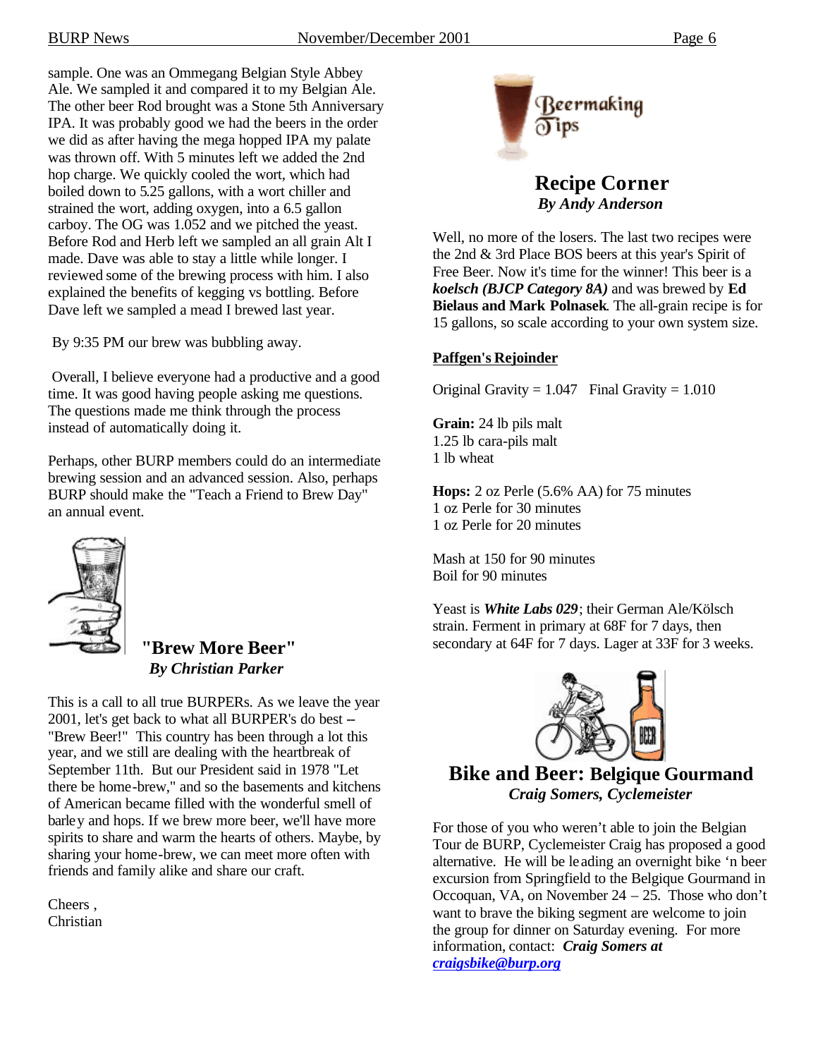sample. One was an Ommegang Belgian Style Abbey Ale. We sampled it and compared it to my Belgian Ale. The other beer Rod brought was a Stone 5th Anniversary IPA. It was probably good we had the beers in the order we did as after having the mega hopped IPA my palate was thrown off. With 5 minutes left we added the 2nd hop charge. We quickly cooled the wort, which had boiled down to 5.25 gallons, with a wort chiller and strained the wort, adding oxygen, into a 6.5 gallon carboy. The OG was 1.052 and we pitched the yeast. Before Rod and Herb left we sampled an all grain Alt I made. Dave was able to stay a little while longer. I reviewed some of the brewing process with him. I also explained the benefits of kegging vs bottling. Before Dave left we sampled a mead I brewed last year.

By 9:35 PM our brew was bubbling away.

Overall, I believe everyone had a productive and a good time. It was good having people asking me questions. The questions made me think through the process instead of automatically doing it.

Perhaps, other BURP members could do an intermediate brewing session and an advanced session. Also, perhaps BURP should make the "Teach a Friend to Brew Day" an annual event.

## "Brew More Beer"

***By Christian Parker***

This is a call to all true BURPERs. As we leave the year 2001, let's get back to what all BURPER's do best -- "Brew Beer!" This country has been through a lot this year, and we still are dealing with the heartbreak of September 11th. But our President said in 1978 "Let there be home-brew," and so the basements and kitchens of American became filled with the wonderful smell of barley and hops. If we brew more beer, we'll have more spirits to share and warm the hearts of others. Maybe, by sharing your home-brew, we can meet more often with friends and family alike and share our craft.

Cheers ,
Christian

Beermaking Tips

## Recipe Corner

***By Andy Anderson***

Well, no more of the losers. The last two recipes were the 2nd & 3rd Place BOS beers at this year's Spirit of Free Beer. Now it's time for the winner! This beer is a ***koelsch (BJCP Category 8A)*** and was brewed by **Ed Bielaus and Mark Polnasek**. The all-grain recipe is for 15 gallons, so scale according to your own system size.

**Paffgen's Rejoinder**

Original Gravity = 1.047   Final Gravity = 1.010

**Grain:** 24 lb pils malt
1.25 lb cara-pils malt
1 lb wheat

**Hops:** 2 oz Perle (5.6% AA) for 75 minutes
1 oz Perle for 30 minutes
1 oz Perle for 20 minutes

Mash at 150 for 90 minutes
Boil for 90 minutes

Yeast is ***White Labs 029***; their German Ale/Kölsch strain. Ferment in primary at 68F for 7 days, then secondary at 64F for 7 days. Lager at 33F for 3 weeks.

## Bike and Beer: Belgique Gourmand

***Craig Somers, Cyclemeister***

For those of you who weren't able to join the Belgian Tour de BURP, Cyclemeister Craig has proposed a good alternative. He will be leading an overnight bike 'n beer excursion from Springfield to the Belgique Gourmand in Occoquan, VA, on November 24 – 25. Those who don't want to brave the biking segment are welcome to join the group for dinner on Saturday evening. For more information, contact: ***Craig Somers at craigsbike@burp.org***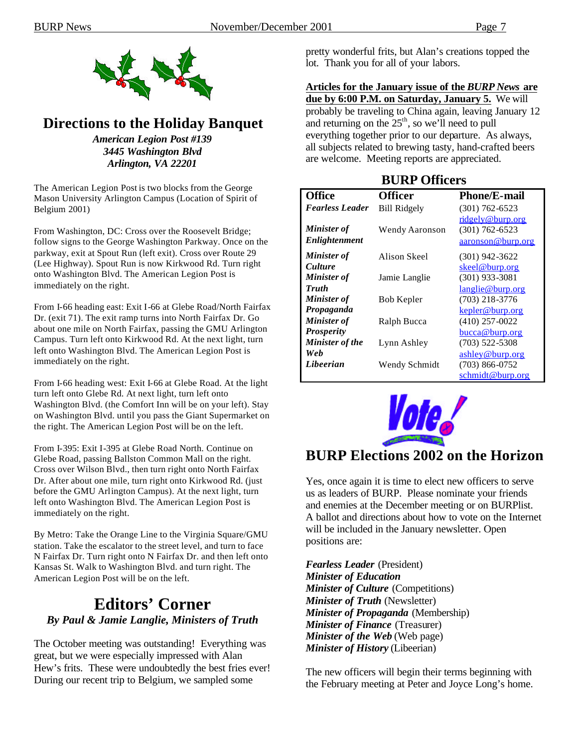# Directions to the Holiday Banquet

*American Legion Post #139*
*3445 Washington Blvd*
*Arlington, VA 22201*

The American Legion Post is two blocks from the George Mason University Arlington Campus (Location of Spirit of Belgium 2001)

From Washington, DC: Cross over the Roosevelt Bridge; follow signs to the George Washington Parkway. Once on the parkway, exit at Spout Run (left exit). Cross over Route 29 (Lee Highway). Spout Run is now Kirkwood Rd. Turn right onto Washington Blvd. The American Legion Post is immediately on the right.

From I-66 heading east: Exit I-66 at Glebe Road/North Fairfax Dr. (exit 71). The exit ramp turns into North Fairfax Dr. Go about one mile on North Fairfax, passing the GMU Arlington Campus. Turn left onto Kirkwood Rd. At the next light, turn left onto Washington Blvd. The American Legion Post is immediately on the right.

From I-66 heading west: Exit I-66 at Glebe Road. At the light turn left onto Glebe Rd. At next light, turn left onto Washington Blvd. (the Comfort Inn will be on your left). Stay on Washington Blvd. until you pass the Giant Supermarket on the right. The American Legion Post will be on the left.

From I-395: Exit I-395 at Glebe Road North. Continue on Glebe Road, passing Ballston Common Mall on the right. Cross over Wilson Blvd., then turn right onto North Fairfax Dr. After about one mile, turn right onto Kirkwood Rd. (just before the GMU Arlington Campus). At the next light, turn left onto Washington Blvd. The American Legion Post is immediately on the right.

By Metro: Take the Orange Line to the Virginia Square/GMU station. Take the escalator to the street level, and turn to face N Fairfax Dr. Turn right onto N Fairfax Dr. and then left onto Kansas St. Walk to Washington Blvd. and turn right. The American Legion Post will be on the left.

# Editors' Corner

*By Paul & Jamie Langlie, Ministers of Truth*

The October meeting was outstanding! Everything was great, but we were especially impressed with Alan Hew's frits. These were undoubtedly the best fries ever! During our recent trip to Belgium, we sampled some pretty wonderful frits, but Alan's creations topped the lot. Thank you for all of your labors.

**Articles for the January issue of the *BURP News* are due by 6:00 P.M. on Saturday, January 5.** We will probably be traveling to China again, leaving January 12 and returning on the 25th, so we'll need to pull everything together prior to our departure. As always, all subjects related to brewing tasty, hand-crafted beers are welcome. Meeting reports are appreciated.

## BURP Officers

| Office | Officer | Phone/E-mail |
|---|---|---|
| ***Fearless Leader*** | Bill Ridgely | (301) 762-6523 ridgely@burp.org |
| ***Minister of Enlightenment*** | Wendy Aaronson | (301) 762-6523 aaronson@burp.org |
| ***Minister of Culture*** | Alison Skeel | (301) 942-3622 skeel@burp.org |
| ***Minister of Truth*** | Jamie Langlie | (301) 933-3081 langlie@burp.org |
| ***Minister of Propaganda*** | Bob Kepler | (703) 218-3776 kepler@burp.org |
| ***Minister of Prosperity*** | Ralph Bucca | (410) 257-0022 bucca@burp.org |
| ***Minister of the Web*** | Lynn Ashley | (703) 522-5308 ashley@burp.org |
| ***Libeerian*** | Wendy Schmidt | (703) 866-0752 schmidt@burp.org |

# BURP Elections 2002 on the Horizon

Yes, once again it is time to elect new officers to serve us as leaders of BURP. Please nominate your friends and enemies at the December meeting or on BURPlist. A ballot and directions about how to vote on the Internet will be included in the January newsletter. Open positions are:

***Fearless Leader*** (President)
***Minister of Education***
***Minister of Culture*** (Competitions)
***Minister of Truth*** (Newsletter)
***Minister of Propaganda*** (Membership)
***Minister of Finance*** (Treasurer)
***Minister of the Web*** (Web page)
***Minister of History*** (Libeerian)

The new officers will begin their terms beginning with the February meeting at Peter and Joyce Long's home.